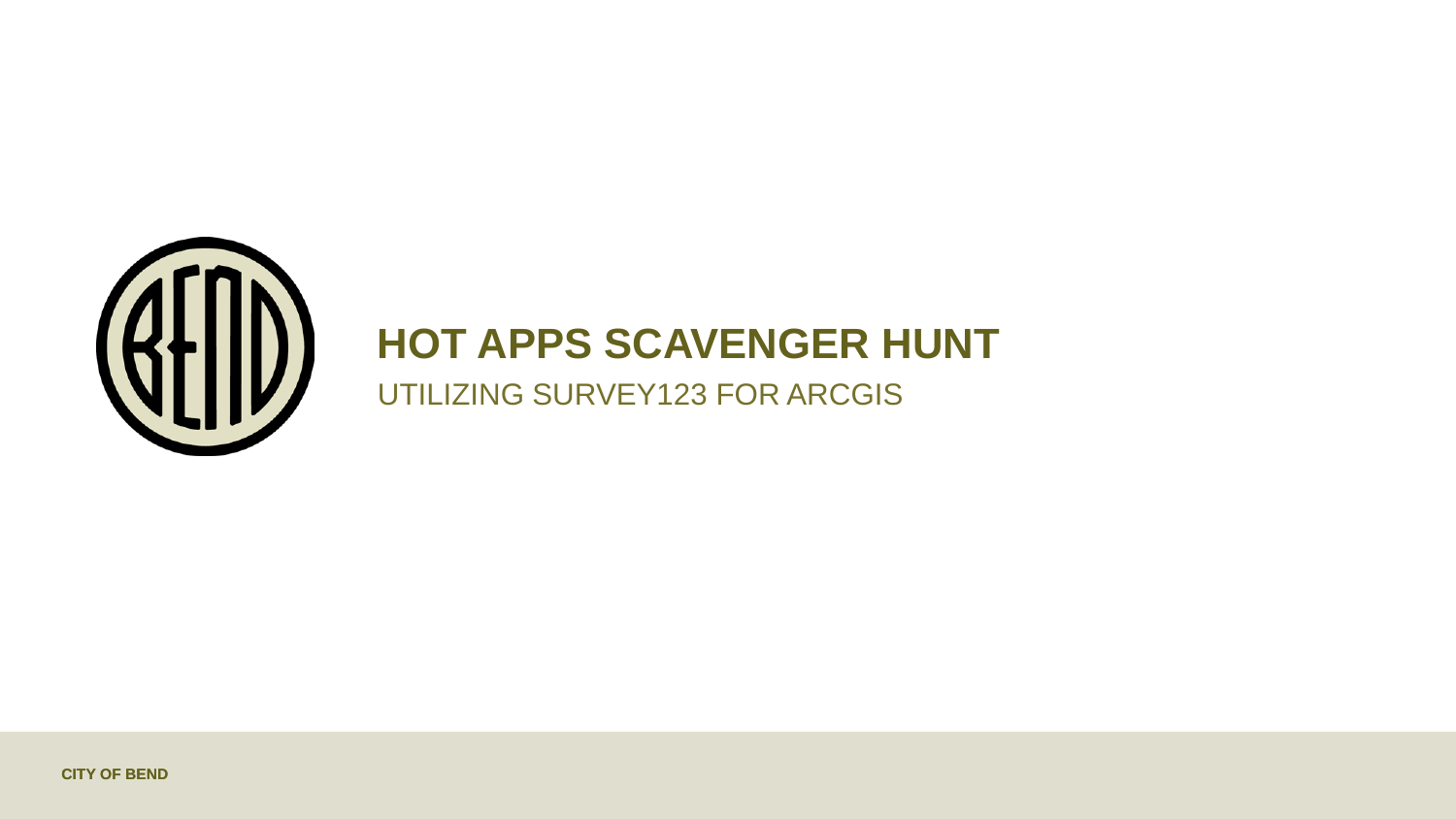# HOT APPS SCAVENGER HUNT

UTILIZING SURVEY123 FOR ARCGIS

CITY OF BEND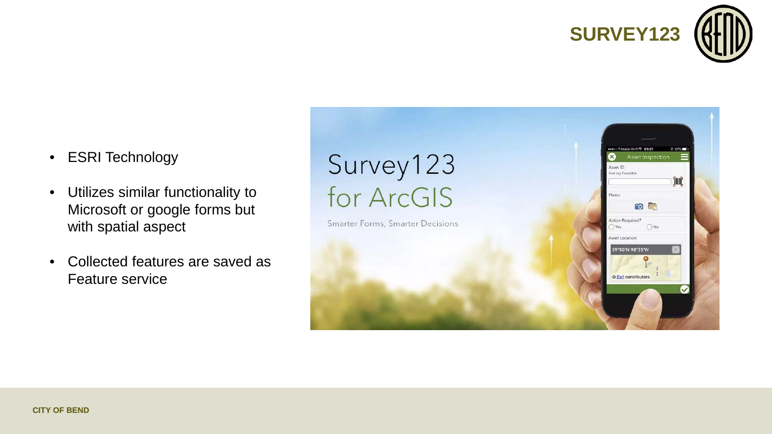# SURVEY123

- ESRI Technology
- Utilizes similar functionality to Microsoft or google forms but with spatial aspect
- Collected features are saved as Feature service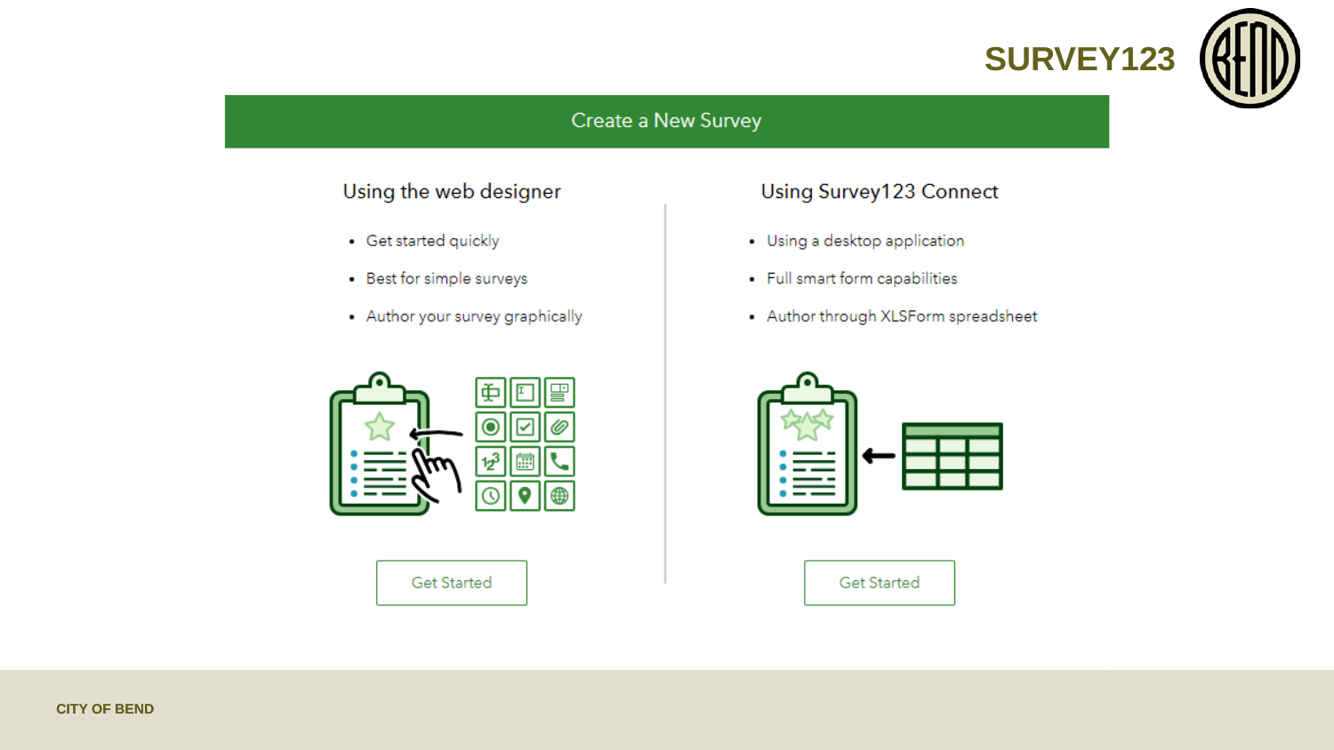# SURVEY123

## Create a New Survey

### Using the web designer

- Get started quickly
- Best for simple surveys
- Author your survey graphically

Get Started

### Using Survey123 Connect

- Using a desktop application
- Full smart form capabilities
- Author through XLSForm spreadsheet

Get Started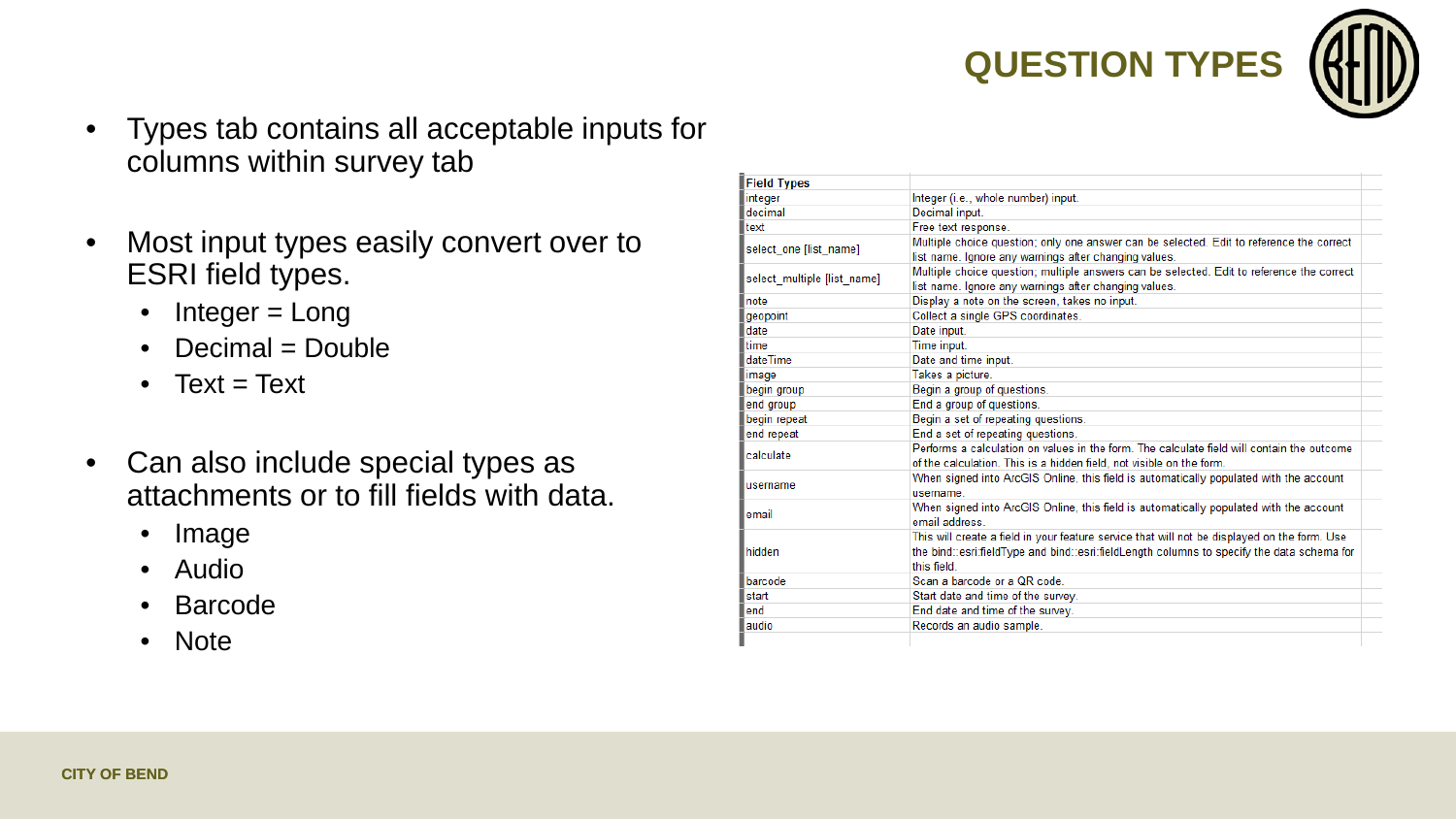# QUESTION TYPES

- Types tab contains all acceptable inputs for columns within survey tab
- Most input types easily convert over to ESRI field types.
  - Integer = Long
  - Decimal = Double
  - Text = Text
- Can also include special types as attachments or to fill fields with data.
  - Image
  - Audio
  - Barcode
  - Note

| Field Types | |
|---|---|
| integer | Integer (i.e., whole number) input. |
| decimal | Decimal input. |
| text | Free text response. |
| select_one [list_name] | Multiple choice question; only one answer can be selected. Edit to reference the correct list name. Ignore any warnings after changing values. |
| select_multiple [list_name] | Multiple choice question; multiple answers can be selected. Edit to reference the correct list name. Ignore any warnings after changing values. |
| note | Display a note on the screen, takes no input. |
| geopoint | Collect a single GPS coordinates. |
| date | Date input. |
| time | Time input. |
| dateTime | Date and time input. |
| image | Takes a picture. |
| begin group | Begin a group of questions. |
| end group | End a group of questions. |
| begin repeat | Begin a set of repeating questions. |
| end repeat | End a set of repeating questions. |
| calculate | Performs a calculation on values in the form. The calculate field will contain the outcome of the calculation. This is a hidden field, not visible on the form. |
| username | When signed into ArcGIS Online, this field is automatically populated with the account username. |
| email | When signed into ArcGIS Online, this field is automatically populated with the account email address. |
| hidden | This will create a field in your feature service that will not be displayed on the form. Use the bind::esri:fieldType and bind::esri:fieldLength columns to specify the data schema for this field. |
| barcode | Scan a barcode or a QR code. |
| start | Start date and time of the survey. |
| end | End date and time of the survey. |
| audio | Records an audio sample. |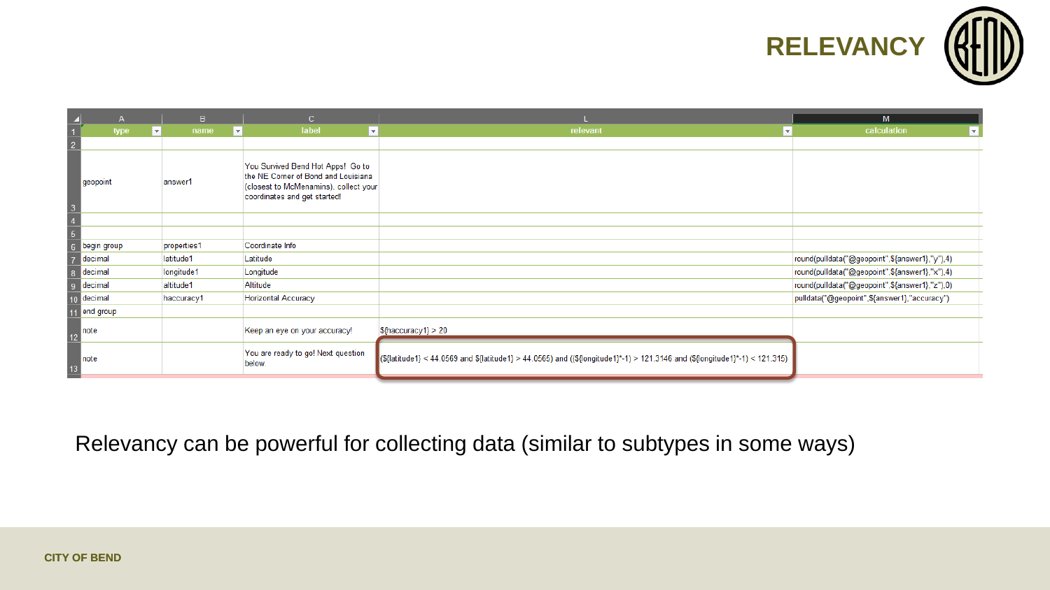# RELEVANCY

| | type | name | label | relevant | calculation |
|---|---|---|---|---|---|
| 2 | | | | | |
| 3 | geopoint | answer1 | You Survived Bend Hot Apps! Go to the NE Corner of Bond and Louisiana (closest to McMenamins), collect your coordinates and get started! | | |
| 4 | | | | | |
| 5 | | | | | |
| 6 | begin group | properties1 | Coordinate Info | | |
| 7 | decimal | latitude1 | Latitude | | round(pulldata("@geopoint",${answer1},"y"),4) |
| 8 | decimal | longitude1 | Longitude | | round(pulldata("@geopoint",${answer1},"x"),4) |
| 9 | decimal | altitude1 | Altitude | | round(pulldata("@geopoint",${answer1},"z"),0) |
| 10 | decimal | haccuracy1 | Horizontal Accuracy | | pulldata("@geopoint",${answer1},"accuracy") |
| 11 | end group | | | | |
| 12 | note | | Keep an eye on your accuracy! | ${haccuracy1} > 20 | |
| 13 | note | | You are ready to go! Next question below. | (${latitude1} < 44.0569 and ${latitude1} > 44.0565) and ((${longitude1}*-1) > 121.3146 and (${longitude1}*-1) < 121.315) | |

Relevancy can be powerful for collecting data (similar to subtypes in some ways)

CITY OF BEND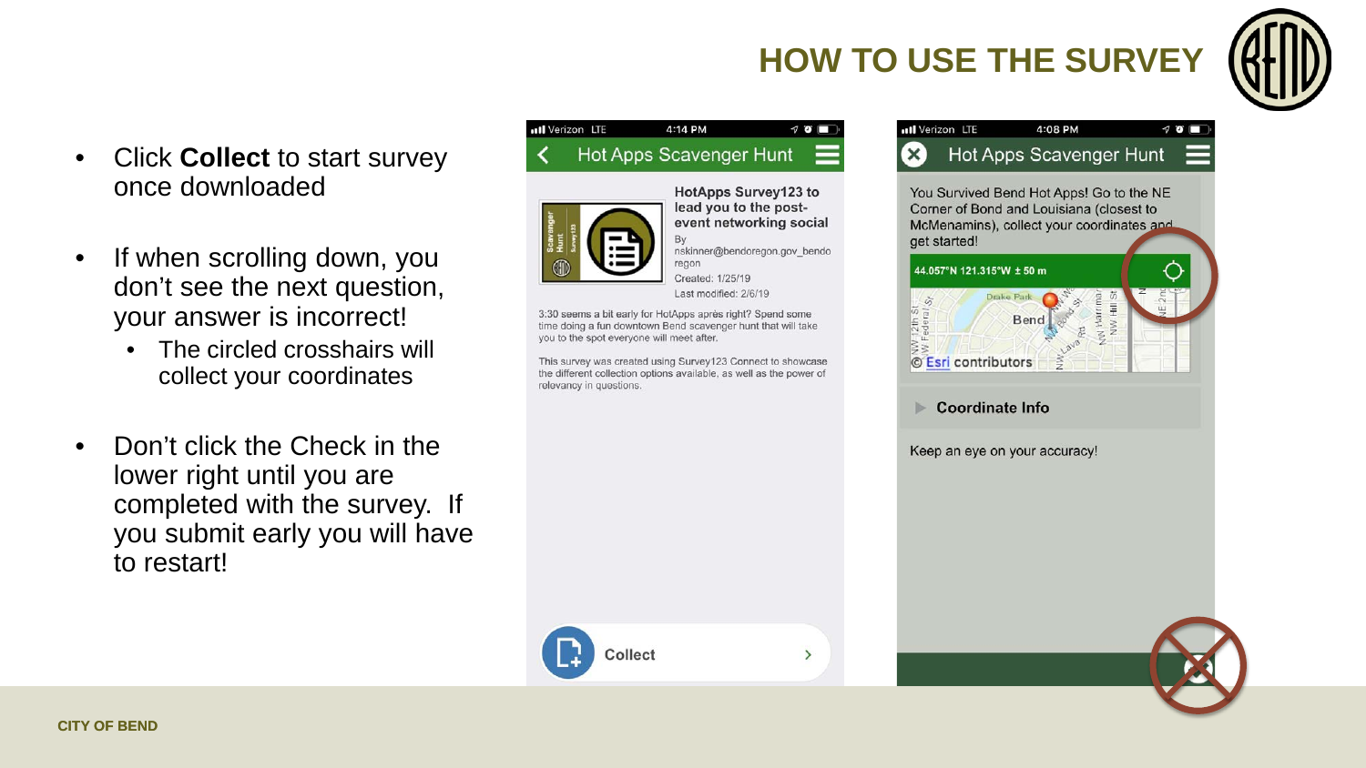# HOW TO USE THE SURVEY

- Click **Collect** to start survey once downloaded
- If when scrolling down, you don't see the next question, your answer is incorrect!
  - The circled crosshairs will collect your coordinates
- Don't click the Check in the lower right until you are completed with the survey. If you submit early you will have to restart!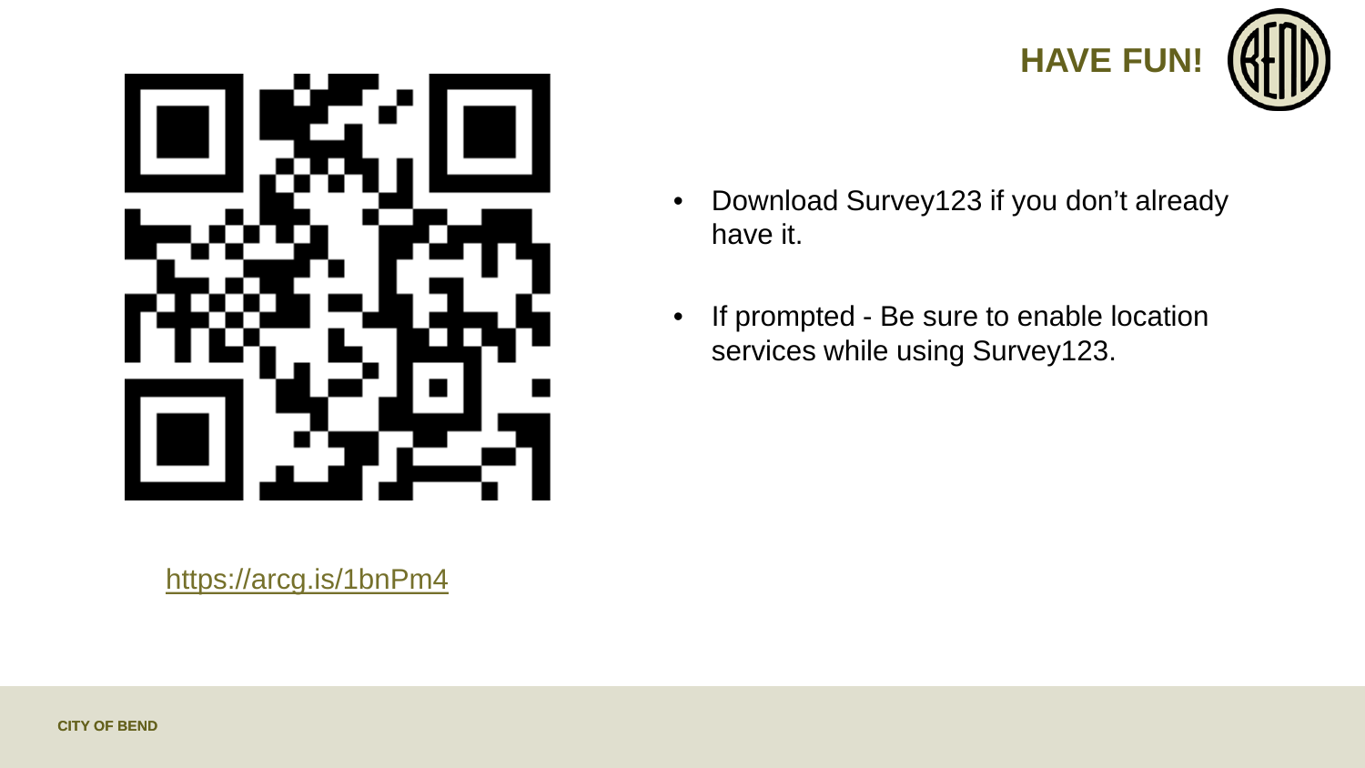## HAVE FUN!

- Download Survey123 if you don't already have it.
- If prompted - Be sure to enable location services while using Survey123.

https://arcg.is/1bnPm4